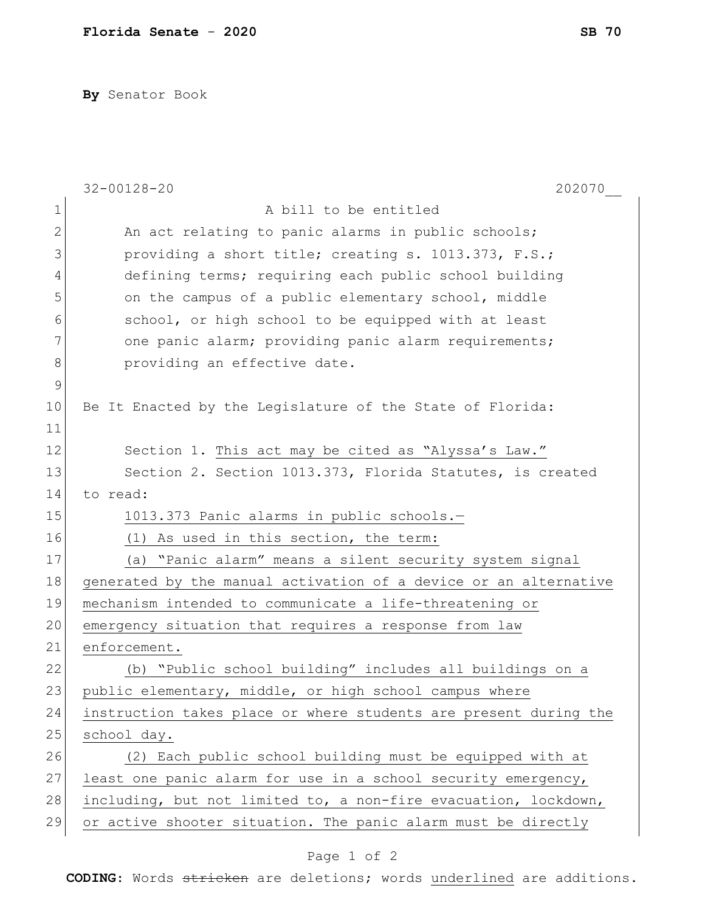**By** Senator Book

32-00128-20 202070__

A bill to be entitled

An act relating to panic alarms in public schools; providing a short title; creating s. 1013.373, F.S.; defining terms; requiring each public school building on the campus of a public elementary school, middle school, or high school to be equipped with at least one panic alarm; providing panic alarm requirements; providing an effective date.

Be It Enacted by the Legislature of the State of Florida:

Section 1. This act may be cited as "Alyssa's Law."

Section 2. Section 1013.373, Florida Statutes, is created to read:

1013.373 Panic alarms in public schools.—

(1) As used in this section, the term:

(a) "Panic alarm" means a silent security system signal generated by the manual activation of a device or an alternative mechanism intended to communicate a life-threatening or emergency situation that requires a response from law enforcement.

(b) "Public school building" includes all buildings on a public elementary, middle, or high school campus where instruction takes place or where students are present during the school day.

(2) Each public school building must be equipped with at least one panic alarm for use in a school security emergency, including, but not limited to, a non-fire evacuation, lockdown, or active shooter situation. The panic alarm must be directly

**CODING:** Words ~~stricken~~ are deletions; words underlined are additions.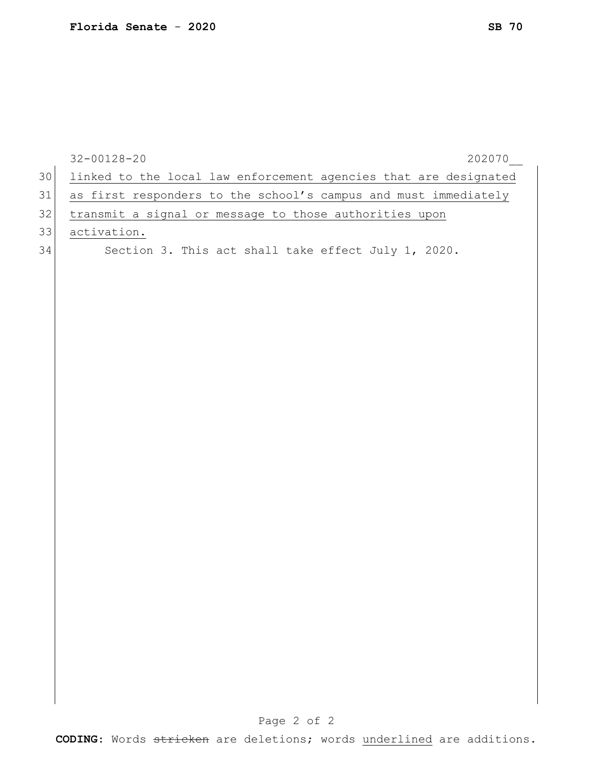32-00128-20 202070__

linked to the local law enforcement agencies that are designated as first responders to the school's campus and must immediately transmit a signal or message to those authorities upon activation.

Section 3. This act shall take effect July 1, 2020.

**CODING:** Words ~~stricken~~ are deletions; words <u>underlined</u> are additions.